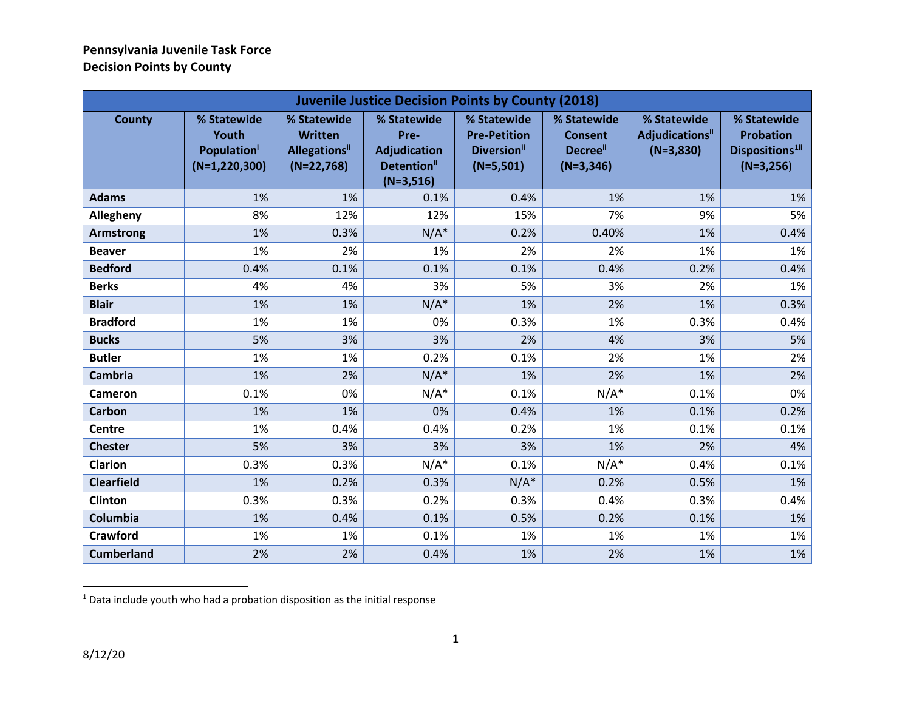**Pennsylvania Juvenile Task Force**
**Decision Points by County**

| Juvenile Justice Decision Points by County (2018) | | | | | | | |
|---|---|---|---|---|---|---|---|
| County | % Statewide Youth Population[i] (N=1,220,300) | % Statewide Written Allegations[ii] (N=22,768) | % Statewide Pre-Adjudication Detention[ii] (N=3,516) | % Statewide Pre-Petition Diversion[ii] (N=5,501) | % Statewide Consent Decree[ii] (N=3,346) | % Statewide Adjudications[ii] (N=3,830) | % Statewide Probation Dispositions[1ii] (N=3,256) |
| **Adams** | 1% | 1% | 0.1% | 0.4% | 1% | 1% | 1% |
| **Allegheny** | 8% | 12% | 12% | 15% | 7% | 9% | 5% |
| **Armstrong** | 1% | 0.3% | N/A* | 0.2% | 0.40% | 1% | 0.4% |
| **Beaver** | 1% | 2% | 1% | 2% | 2% | 1% | 1% |
| **Bedford** | 0.4% | 0.1% | 0.1% | 0.1% | 0.4% | 0.2% | 0.4% |
| **Berks** | 4% | 4% | 3% | 5% | 3% | 2% | 1% |
| **Blair** | 1% | 1% | N/A* | 1% | 2% | 1% | 0.3% |
| **Bradford** | 1% | 1% | 0% | 0.3% | 1% | 0.3% | 0.4% |
| **Bucks** | 5% | 3% | 3% | 2% | 4% | 3% | 5% |
| **Butler** | 1% | 1% | 0.2% | 0.1% | 2% | 1% | 2% |
| **Cambria** | 1% | 2% | N/A* | 1% | 2% | 1% | 2% |
| **Cameron** | 0.1% | 0% | N/A* | 0.1% | N/A* | 0.1% | 0% |
| **Carbon** | 1% | 1% | 0% | 0.4% | 1% | 0.1% | 0.2% |
| **Centre** | 1% | 0.4% | 0.4% | 0.2% | 1% | 0.1% | 0.1% |
| **Chester** | 5% | 3% | 3% | 3% | 1% | 2% | 4% |
| **Clarion** | 0.3% | 0.3% | N/A* | 0.1% | N/A* | 0.4% | 0.1% |
| **Clearfield** | 1% | 0.2% | 0.3% | N/A* | 0.2% | 0.5% | 1% |
| **Clinton** | 0.3% | 0.3% | 0.2% | 0.3% | 0.4% | 0.3% | 0.4% |
| **Columbia** | 1% | 0.4% | 0.1% | 0.5% | 0.2% | 0.1% | 1% |
| **Crawford** | 1% | 1% | 0.1% | 1% | 1% | 1% | 1% |
| **Cumberland** | 2% | 2% | 0.4% | 1% | 2% | 1% | 1% |

[1] Data include youth who had a probation disposition as the initial response

8/12/20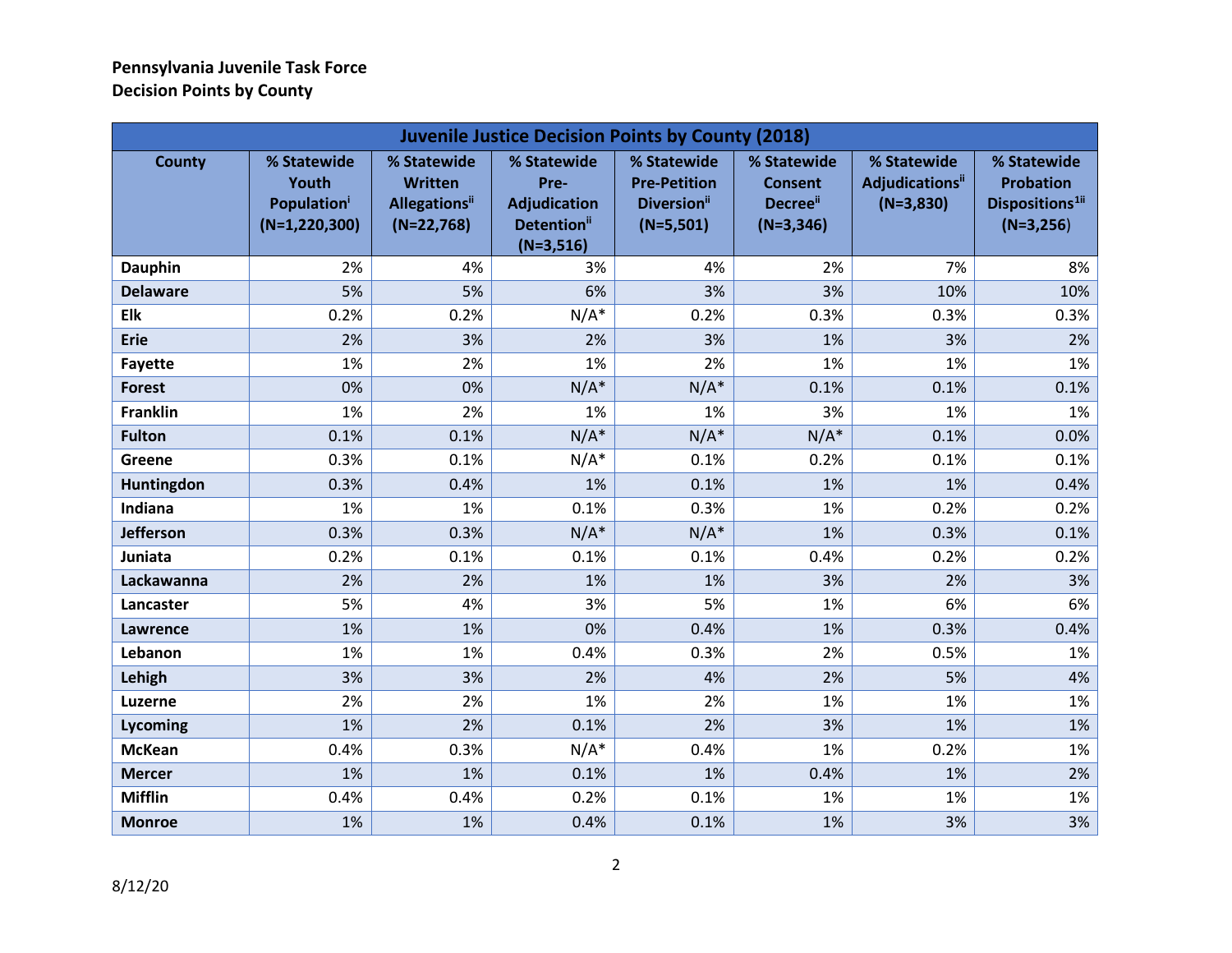**Pennsylvania Juvenile Task Force**
**Decision Points by County**

| Juvenile Justice Decision Points by County (2018) | | | | | | | |
|---|---|---|---|---|---|---|---|
| County | % Statewide Youth Population[i] (N=1,220,300) | % Statewide Written Allegations[ii] (N=22,768) | % Statewide Pre-Adjudication Detention[ii] (N=3,516) | % Statewide Pre-Petition Diversion[ii] (N=5,501) | % Statewide Consent Decree[ii] (N=3,346) | % Statewide Adjudications[ii] (N=3,830) | % Statewide Probation Dispositions[1ii] (N=3,256) |
| **Dauphin** | 2% | 4% | 3% | 4% | 2% | 7% | 8% |
| **Delaware** | 5% | 5% | 6% | 3% | 3% | 10% | 10% |
| **Elk** | 0.2% | 0.2% | N/A* | 0.2% | 0.3% | 0.3% | 0.3% |
| **Erie** | 2% | 3% | 2% | 3% | 1% | 3% | 2% |
| **Fayette** | 1% | 2% | 1% | 2% | 1% | 1% | 1% |
| **Forest** | 0% | 0% | N/A* | N/A* | 0.1% | 0.1% | 0.1% |
| **Franklin** | 1% | 2% | 1% | 1% | 3% | 1% | 1% |
| **Fulton** | 0.1% | 0.1% | N/A* | N/A* | N/A* | 0.1% | 0.0% |
| **Greene** | 0.3% | 0.1% | N/A* | 0.1% | 0.2% | 0.1% | 0.1% |
| **Huntingdon** | 0.3% | 0.4% | 1% | 0.1% | 1% | 1% | 0.4% |
| **Indiana** | 1% | 1% | 0.1% | 0.3% | 1% | 0.2% | 0.2% |
| **Jefferson** | 0.3% | 0.3% | N/A* | N/A* | 1% | 0.3% | 0.1% |
| **Juniata** | 0.2% | 0.1% | 0.1% | 0.1% | 0.4% | 0.2% | 0.2% |
| **Lackawanna** | 2% | 2% | 1% | 1% | 3% | 2% | 3% |
| **Lancaster** | 5% | 4% | 3% | 5% | 1% | 6% | 6% |
| **Lawrence** | 1% | 1% | 0% | 0.4% | 1% | 0.3% | 0.4% |
| **Lebanon** | 1% | 1% | 0.4% | 0.3% | 2% | 0.5% | 1% |
| **Lehigh** | 3% | 3% | 2% | 4% | 2% | 5% | 4% |
| **Luzerne** | 2% | 2% | 1% | 2% | 1% | 1% | 1% |
| **Lycoming** | 1% | 2% | 0.1% | 2% | 3% | 1% | 1% |
| **McKean** | 0.4% | 0.3% | N/A* | 0.4% | 1% | 0.2% | 1% |
| **Mercer** | 1% | 1% | 0.1% | 1% | 0.4% | 1% | 2% |
| **Mifflin** | 0.4% | 0.4% | 0.2% | 0.1% | 1% | 1% | 1% |
| **Monroe** | 1% | 1% | 0.4% | 0.1% | 1% | 3% | 3% |

8/12/20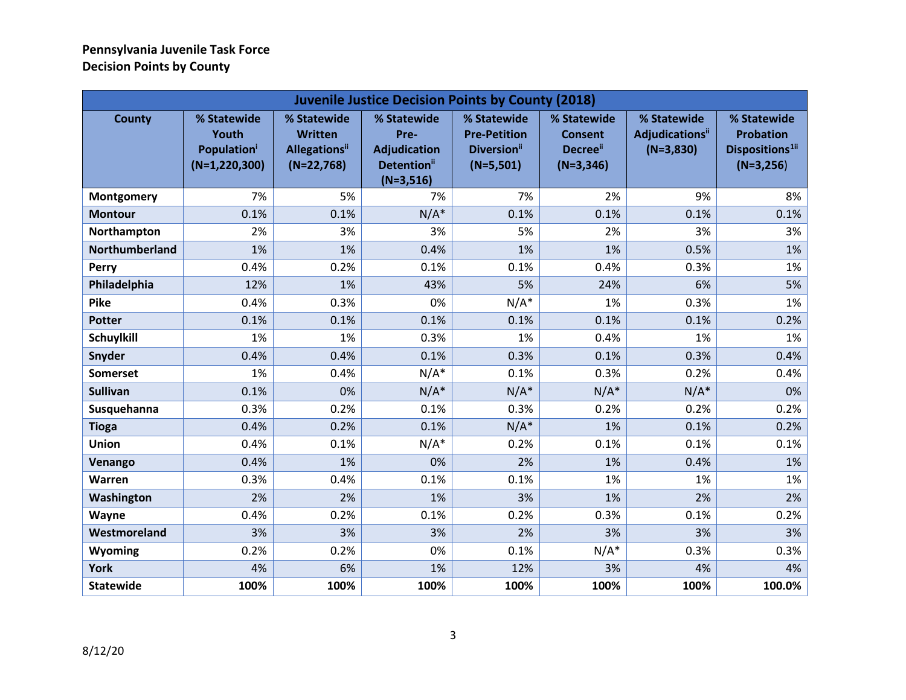**Pennsylvania Juvenile Task Force**
**Decision Points by County**

| Juvenile Justice Decision Points by County (2018) | | | | | | | |
|---|---|---|---|---|---|---|---|
| County | % Statewide Youth Population[i] (N=1,220,300) | % Statewide Written Allegations[ii] (N=22,768) | % Statewide Pre-Adjudication Detention[ii] (N=3,516) | % Statewide Pre-Petition Diversion[ii] (N=5,501) | % Statewide Consent Decree[ii] (N=3,346) | % Statewide Adjudications[ii] (N=3,830) | % Statewide Probation Dispositions[1ii] (N=3,256) |
| **Montgomery** | 7% | 5% | 7% | 7% | 2% | 9% | 8% |
| **Montour** | 0.1% | 0.1% | N/A* | 0.1% | 0.1% | 0.1% | 0.1% |
| **Northampton** | 2% | 3% | 3% | 5% | 2% | 3% | 3% |
| **Northumberland** | 1% | 1% | 0.4% | 1% | 1% | 0.5% | 1% |
| **Perry** | 0.4% | 0.2% | 0.1% | 0.1% | 0.4% | 0.3% | 1% |
| **Philadelphia** | 12% | 1% | 43% | 5% | 24% | 6% | 5% |
| **Pike** | 0.4% | 0.3% | 0% | N/A* | 1% | 0.3% | 1% |
| **Potter** | 0.1% | 0.1% | 0.1% | 0.1% | 0.1% | 0.1% | 0.2% |
| **Schuylkill** | 1% | 1% | 0.3% | 1% | 0.4% | 1% | 1% |
| **Snyder** | 0.4% | 0.4% | 0.1% | 0.3% | 0.1% | 0.3% | 0.4% |
| **Somerset** | 1% | 0.4% | N/A* | 0.1% | 0.3% | 0.2% | 0.4% |
| **Sullivan** | 0.1% | 0% | N/A* | N/A* | N/A* | N/A* | 0% |
| **Susquehanna** | 0.3% | 0.2% | 0.1% | 0.3% | 0.2% | 0.2% | 0.2% |
| **Tioga** | 0.4% | 0.2% | 0.1% | N/A* | 1% | 0.1% | 0.2% |
| **Union** | 0.4% | 0.1% | N/A* | 0.2% | 0.1% | 0.1% | 0.1% |
| **Venango** | 0.4% | 1% | 0% | 2% | 1% | 0.4% | 1% |
| **Warren** | 0.3% | 0.4% | 0.1% | 0.1% | 1% | 1% | 1% |
| **Washington** | 2% | 2% | 1% | 3% | 1% | 2% | 2% |
| **Wayne** | 0.4% | 0.2% | 0.1% | 0.2% | 0.3% | 0.1% | 0.2% |
| **Westmoreland** | 3% | 3% | 3% | 2% | 3% | 3% | 3% |
| **Wyoming** | 0.2% | 0.2% | 0% | 0.1% | N/A* | 0.3% | 0.3% |
| **York** | 4% | 6% | 1% | 12% | 3% | 4% | 4% |
| **Statewide** | **100%** | **100%** | **100%** | **100%** | **100%** | **100%** | **100.0%** |

8/12/20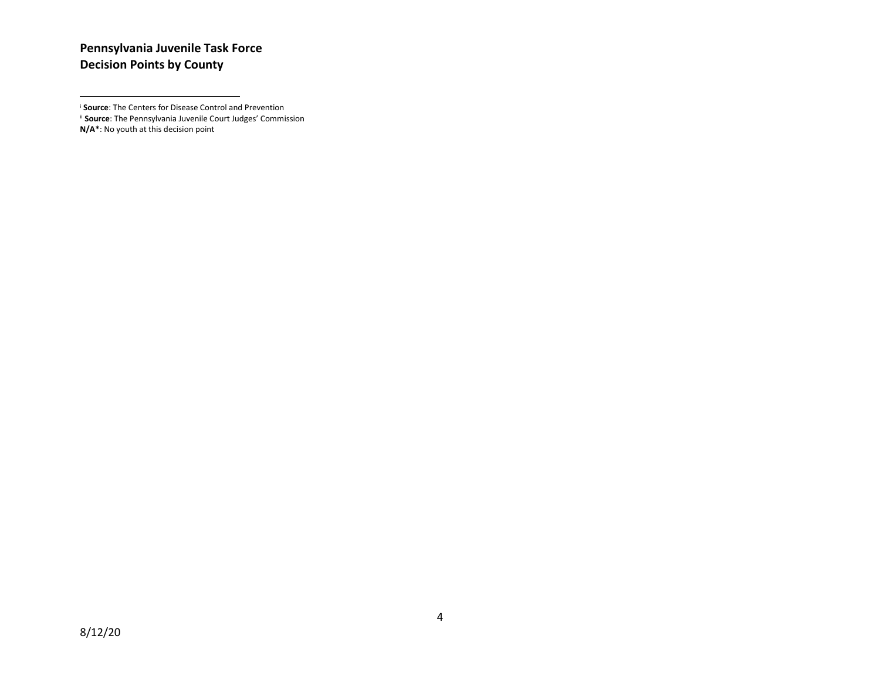**Pennsylvania Juvenile Task Force**
**Decision Points by County**

---

[i] **Source**: The Centers for Disease Control and Prevention

[ii] **Source**: The Pennsylvania Juvenile Court Judges' Commission

**N/A***: No youth at this decision point